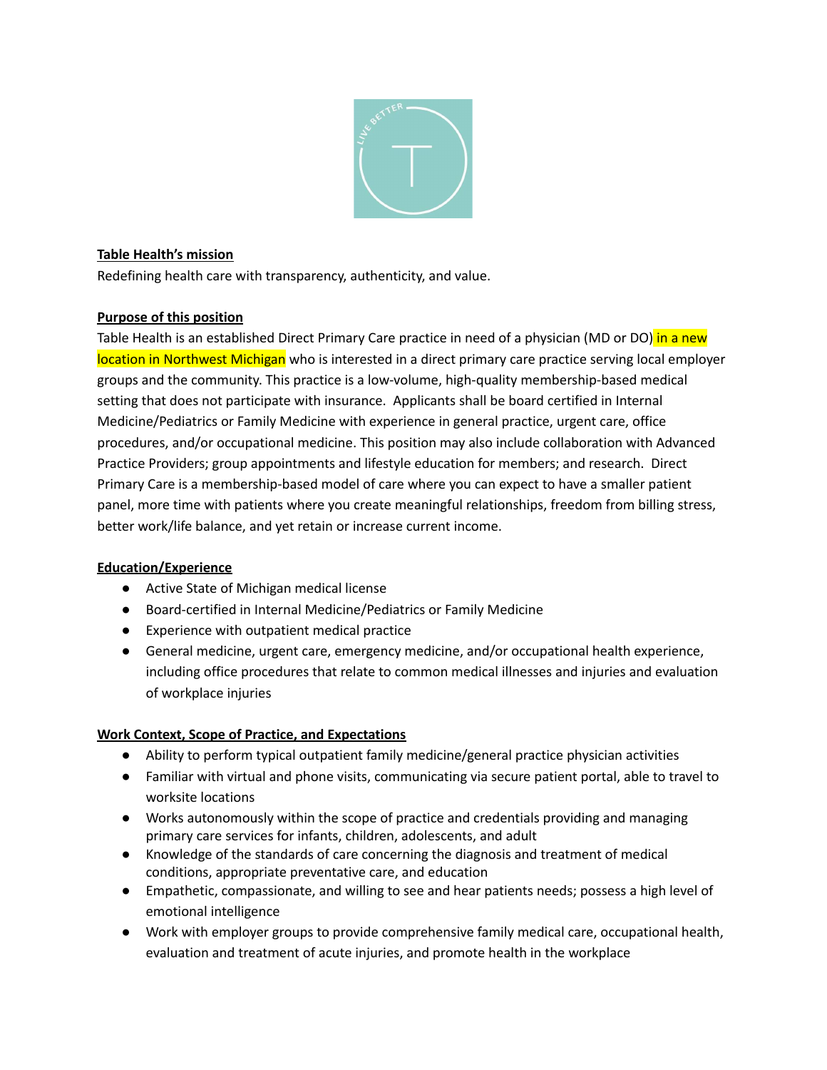**Table Health's mission**

Redefining health care with transparency, authenticity, and value.

**Purpose of this position**

Table Health is an established Direct Primary Care practice in need of a physician (MD or DO) in a new location in Northwest Michigan who is interested in a direct primary care practice serving local employer groups and the community. This practice is a low-volume, high-quality membership-based medical setting that does not participate with insurance. Applicants shall be board certified in Internal Medicine/Pediatrics or Family Medicine with experience in general practice, urgent care, office procedures, and/or occupational medicine. This position may also include collaboration with Advanced Practice Providers; group appointments and lifestyle education for members; and research. Direct Primary Care is a membership-based model of care where you can expect to have a smaller patient panel, more time with patients where you create meaningful relationships, freedom from billing stress, better work/life balance, and yet retain or increase current income.

**Education/Experience**

- Active State of Michigan medical license
- Board-certified in Internal Medicine/Pediatrics or Family Medicine
- Experience with outpatient medical practice
- General medicine, urgent care, emergency medicine, and/or occupational health experience, including office procedures that relate to common medical illnesses and injuries and evaluation of workplace injuries

**Work Context, Scope of Practice, and Expectations**

- Ability to perform typical outpatient family medicine/general practice physician activities
- Familiar with virtual and phone visits, communicating via secure patient portal, able to travel to worksite locations
- Works autonomously within the scope of practice and credentials providing and managing primary care services for infants, children, adolescents, and adult
- Knowledge of the standards of care concerning the diagnosis and treatment of medical conditions, appropriate preventative care, and education
- Empathetic, compassionate, and willing to see and hear patients needs; possess a high level of emotional intelligence
- Work with employer groups to provide comprehensive family medical care, occupational health, evaluation and treatment of acute injuries, and promote health in the workplace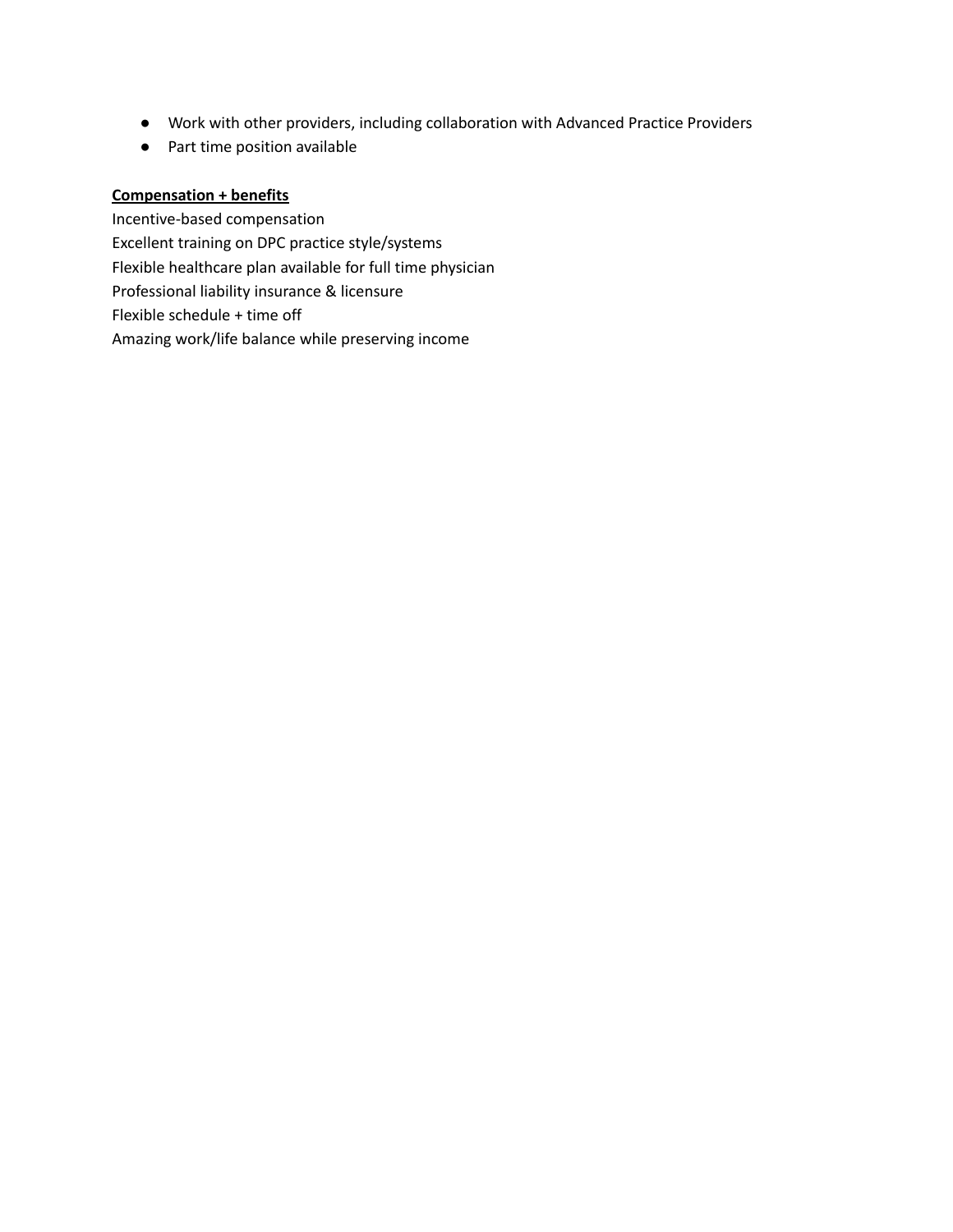- Work with other providers, including collaboration with Advanced Practice Providers
- Part time position available

**Compensation + benefits**

Incentive-based compensation
Excellent training on DPC practice style/systems
Flexible healthcare plan available for full time physician
Professional liability insurance & licensure
Flexible schedule + time off
Amazing work/life balance while preserving income